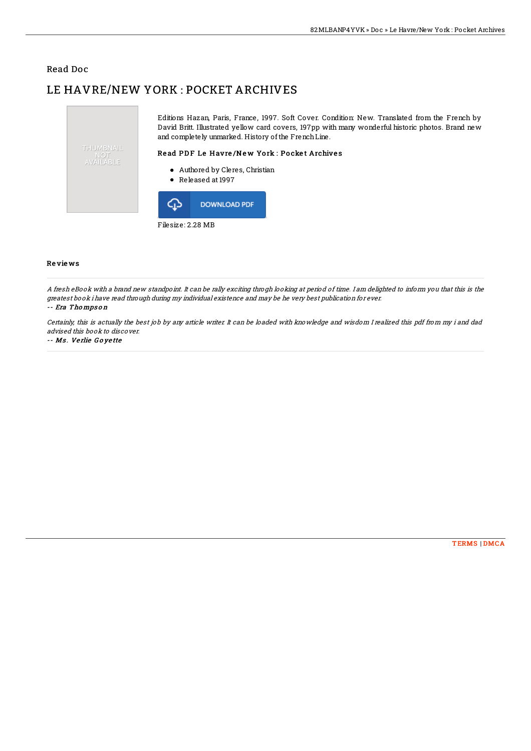Read Doc

# LE HAVRE/NEW YORK : POCKET ARCHIVES

Editions Hazan, Paris, France, 1997. Soft Cover. Condition: New. Translated from the French by David Britt. Illustrated yellow card covers, 197pp with many wonderful historic photos. Brand new and completely unmarked. History of the French Line.

### Read PDF Le Havre/New York : Pocket Archives

- Authored by Cleres, Christian
- Released at 1997

DOWNLOAD PDF

Filesize: 2.28 MB

### Reviews

*A fresh eBook with a brand new standpoint. It can be rally exciting throgh looking at period of time. I am delighted to inform you that this is the greatest book i have read through during my individual existence and may be he very best publication for ever.*

*-- Era Thompson*

*Certainly, this is actually the best job by any article writer. It can be loaded with knowledge and wisdom I realized this pdf from my i and dad advised this book to discover.*

*-- Ms. Verlie Goyette*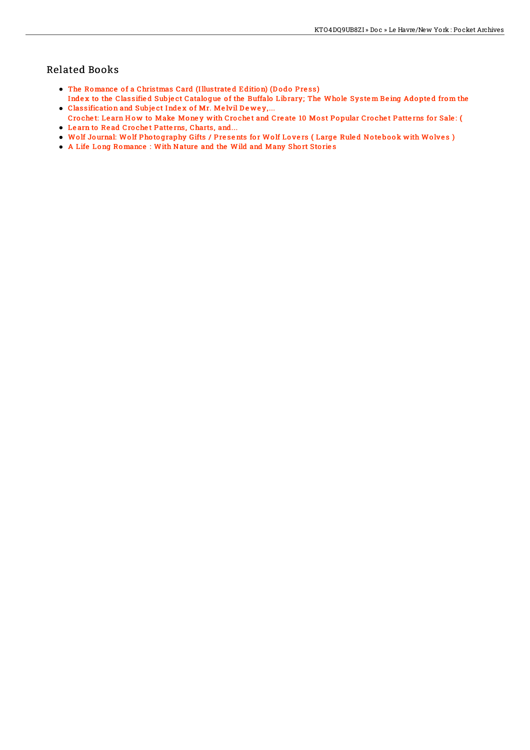## Related Books

- The Romance of a Christmas Card (Illustrated Edition) (Dodo Press)
- Index to the Classified Subject Catalogue of the Buffalo Library; The Whole System Being Adopted from the Classification and Subject Index of Mr. Melvil Dewey,...
- Crochet: Learn How to Make Money with Crochet and Create 10 Most Popular Crochet Patterns for Sale: ( Learn to Read Crochet Patterns, Charts, and...
- Wolf Journal: Wolf Photography Gifts / Presents for Wolf Lovers ( Large Ruled Notebook with Wolves )
- A Life Long Romance : With Nature and the Wild and Many Short Stories